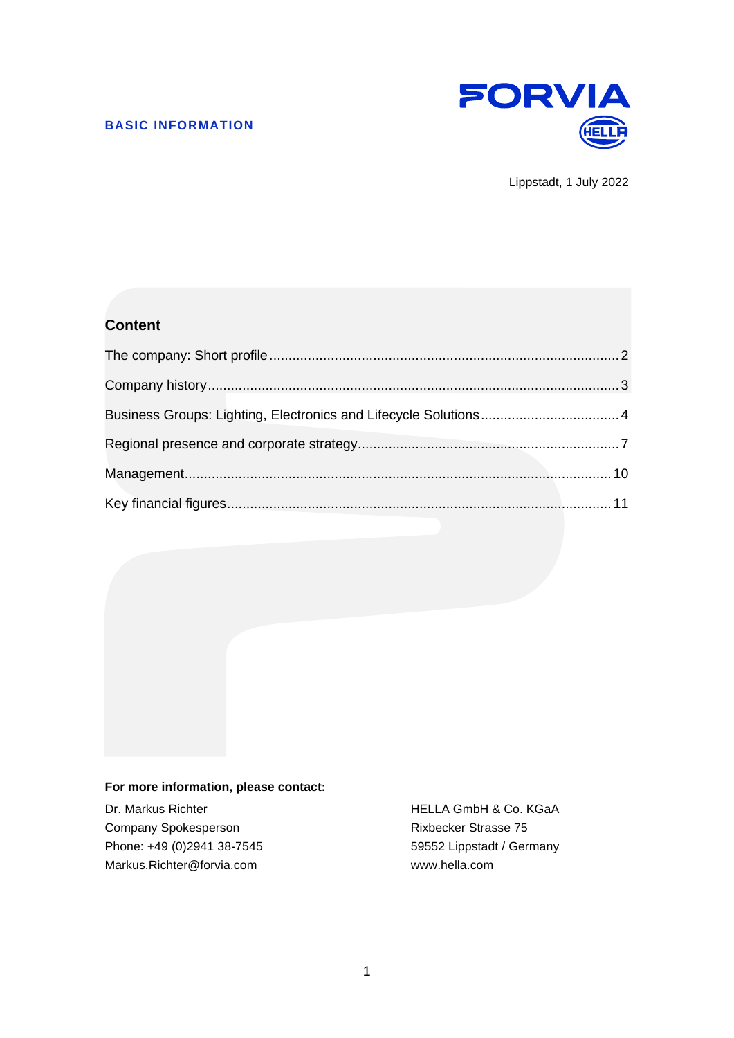**BASIC INFORMATION**

Lippstadt, 1 July 2022

## Content

The company: Short profile .......... 2

Company history .......... 3

Business Groups: Lighting, Electronics and Lifecycle Solutions .......... 4

Regional presence and corporate strategy .......... 7

Management .......... 10

Key financial figures .......... 11

**For more information, please contact:**

Dr. Markus Richter
Company Spokesperson
Phone: +49 (0)2941 38-7545
Markus.Richter@forvia.com

HELLA GmbH & Co. KGaA
Rixbecker Strasse 75
59552 Lippstadt / Germany
www.hella.com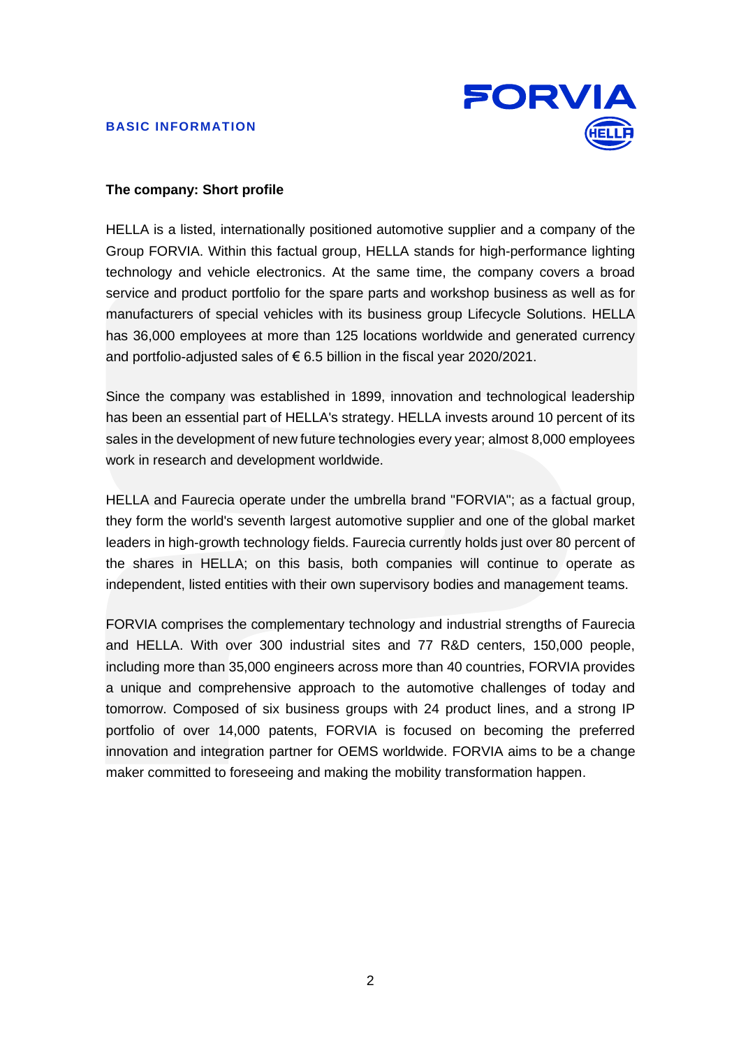**BASIC INFORMATION**

**The company: Short profile**

HELLA is a listed, internationally positioned automotive supplier and a company of the Group FORVIA. Within this factual group, HELLA stands for high-performance lighting technology and vehicle electronics. At the same time, the company covers a broad service and product portfolio for the spare parts and workshop business as well as for manufacturers of special vehicles with its business group Lifecycle Solutions. HELLA has 36,000 employees at more than 125 locations worldwide and generated currency and portfolio-adjusted sales of € 6.5 billion in the fiscal year 2020/2021.

Since the company was established in 1899, innovation and technological leadership has been an essential part of HELLA's strategy. HELLA invests around 10 percent of its sales in the development of new future technologies every year; almost 8,000 employees work in research and development worldwide.

HELLA and Faurecia operate under the umbrella brand "FORVIA"; as a factual group, they form the world's seventh largest automotive supplier and one of the global market leaders in high-growth technology fields. Faurecia currently holds just over 80 percent of the shares in HELLA; on this basis, both companies will continue to operate as independent, listed entities with their own supervisory bodies and management teams.

FORVIA comprises the complementary technology and industrial strengths of Faurecia and HELLA. With over 300 industrial sites and 77 R&D centers, 150,000 people, including more than 35,000 engineers across more than 40 countries, FORVIA provides a unique and comprehensive approach to the automotive challenges of today and tomorrow. Composed of six business groups with 24 product lines, and a strong IP portfolio of over 14,000 patents, FORVIA is focused on becoming the preferred innovation and integration partner for OEMS worldwide. FORVIA aims to be a change maker committed to foreseeing and making the mobility transformation happen.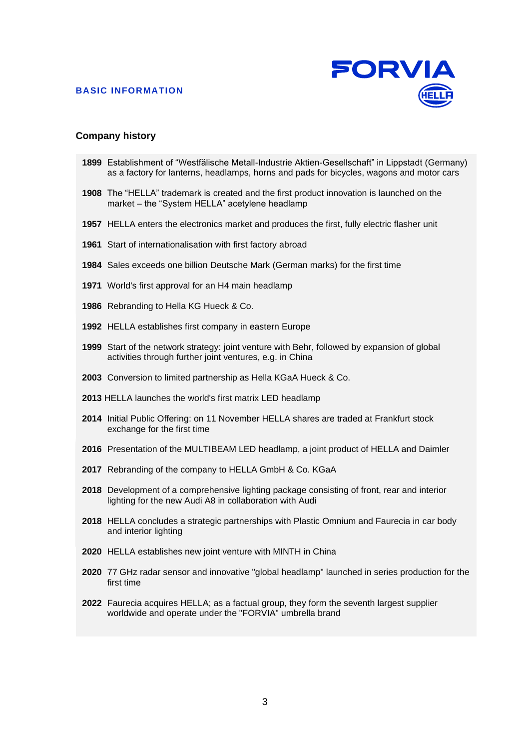**BASIC INFORMATION**

## Company history

**1899** Establishment of “Westfälische Metall-Industrie Aktien-Gesellschaft” in Lippstadt (Germany) as a factory for lanterns, headlamps, horns and pads for bicycles, wagons and motor cars

**1908** The “HELLA” trademark is created and the first product innovation is launched on the market – the “System HELLA” acetylene headlamp

**1957** HELLA enters the electronics market and produces the first, fully electric flasher unit

**1961** Start of internationalisation with first factory abroad

**1984** Sales exceeds one billion Deutsche Mark (German marks) for the first time

**1971** World's first approval for an H4 main headlamp

**1986** Rebranding to Hella KG Hueck & Co.

**1992** HELLA establishes first company in eastern Europe

**1999** Start of the network strategy: joint venture with Behr, followed by expansion of global activities through further joint ventures, e.g. in China

**2003** Conversion to limited partnership as Hella KGaA Hueck & Co.

**2013** HELLA launches the world's first matrix LED headlamp

**2014** Initial Public Offering: on 11 November HELLA shares are traded at Frankfurt stock exchange for the first time

**2016** Presentation of the MULTIBEAM LED headlamp, a joint product of HELLA and Daimler

**2017** Rebranding of the company to HELLA GmbH & Co. KGaA

**2018** Development of a comprehensive lighting package consisting of front, rear and interior lighting for the new Audi A8 in collaboration with Audi

**2018** HELLA concludes a strategic partnerships with Plastic Omnium and Faurecia in car body and interior lighting

**2020** HELLA establishes new joint venture with MINTH in China

**2020** 77 GHz radar sensor and innovative "global headlamp" launched in series production for the first time

**2022** Faurecia acquires HELLA; as a factual group, they form the seventh largest supplier worldwide and operate under the "FORVIA" umbrella brand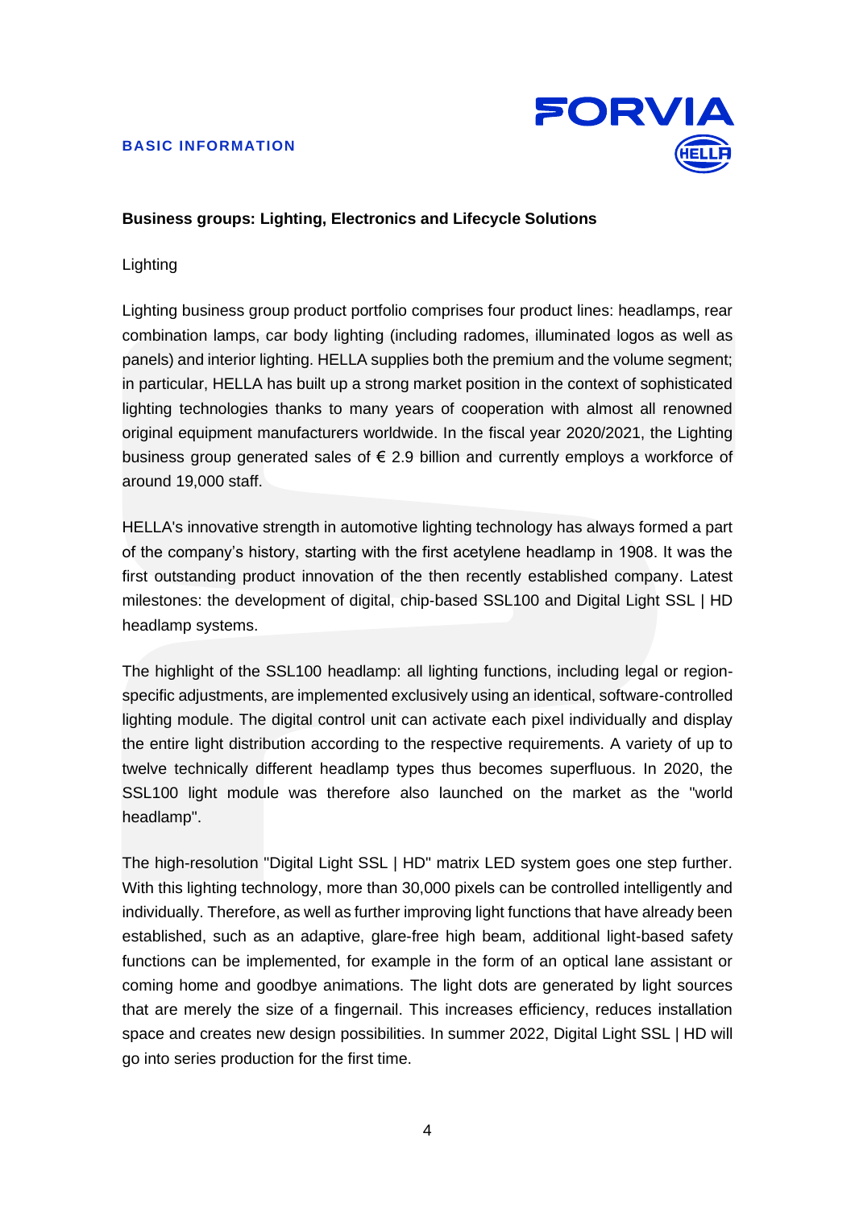**BASIC INFORMATION**

**Business groups: Lighting, Electronics and Lifecycle Solutions**

Lighting

Lighting business group product portfolio comprises four product lines: headlamps, rear combination lamps, car body lighting (including radomes, illuminated logos as well as panels) and interior lighting. HELLA supplies both the premium and the volume segment; in particular, HELLA has built up a strong market position in the context of sophisticated lighting technologies thanks to many years of cooperation with almost all renowned original equipment manufacturers worldwide. In the fiscal year 2020/2021, the Lighting business group generated sales of € 2.9 billion and currently employs a workforce of around 19,000 staff.

HELLA's innovative strength in automotive lighting technology has always formed a part of the company's history, starting with the first acetylene headlamp in 1908. It was the first outstanding product innovation of the then recently established company. Latest milestones: the development of digital, chip-based SSL100 and Digital Light SSL | HD headlamp systems.

The highlight of the SSL100 headlamp: all lighting functions, including legal or region-specific adjustments, are implemented exclusively using an identical, software-controlled lighting module. The digital control unit can activate each pixel individually and display the entire light distribution according to the respective requirements. A variety of up to twelve technically different headlamp types thus becomes superfluous. In 2020, the SSL100 light module was therefore also launched on the market as the "world headlamp".

The high-resolution "Digital Light SSL | HD" matrix LED system goes one step further. With this lighting technology, more than 30,000 pixels can be controlled intelligently and individually. Therefore, as well as further improving light functions that have already been established, such as an adaptive, glare-free high beam, additional light-based safety functions can be implemented, for example in the form of an optical lane assistant or coming home and goodbye animations. The light dots are generated by light sources that are merely the size of a fingernail. This increases efficiency, reduces installation space and creates new design possibilities. In summer 2022, Digital Light SSL | HD will go into series production for the first time.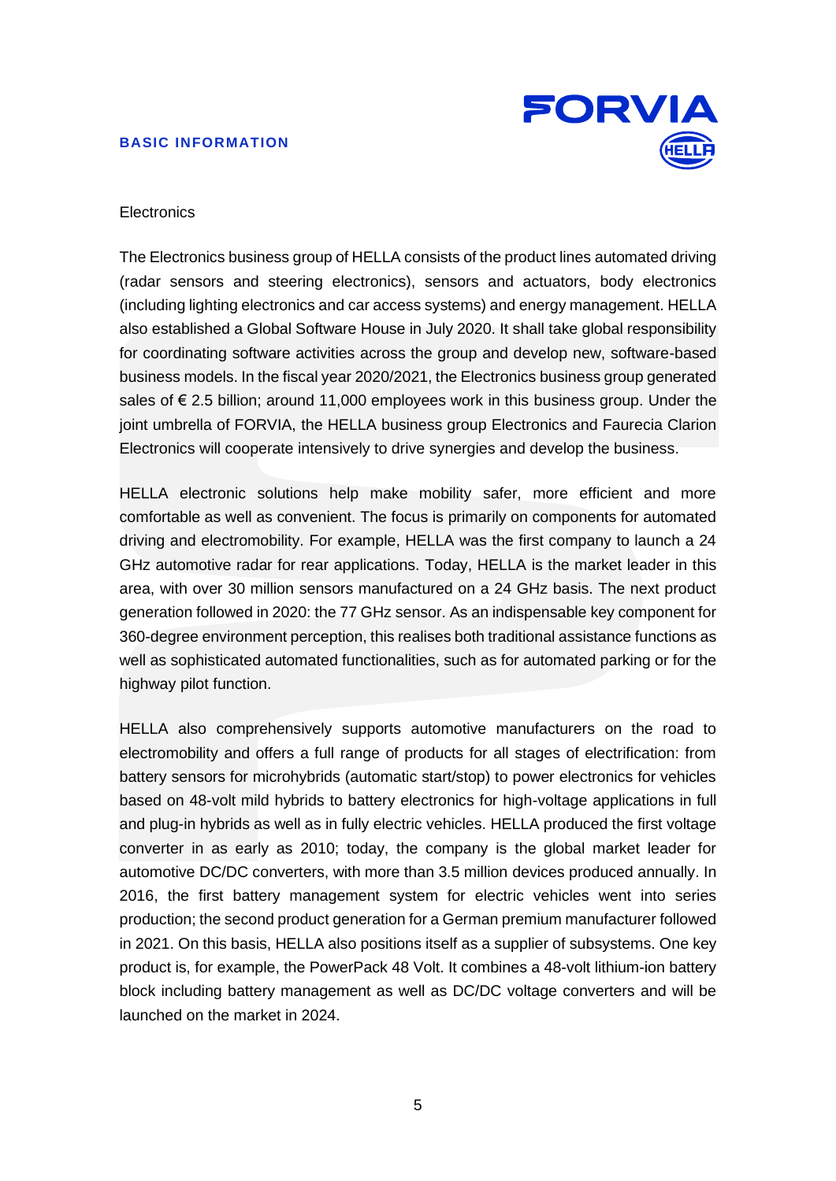Electronics

The Electronics business group of HELLA consists of the product lines automated driving (radar sensors and steering electronics), sensors and actuators, body electronics (including lighting electronics and car access systems) and energy management. HELLA also established a Global Software House in July 2020. It shall take global responsibility for coordinating software activities across the group and develop new, software-based business models. In the fiscal year 2020/2021, the Electronics business group generated sales of € 2.5 billion; around 11,000 employees work in this business group. Under the joint umbrella of FORVIA, the HELLA business group Electronics and Faurecia Clarion Electronics will cooperate intensively to drive synergies and develop the business.

HELLA electronic solutions help make mobility safer, more efficient and more comfortable as well as convenient. The focus is primarily on components for automated driving and electromobility. For example, HELLA was the first company to launch a 24 GHz automotive radar for rear applications. Today, HELLA is the market leader in this area, with over 30 million sensors manufactured on a 24 GHz basis. The next product generation followed in 2020: the 77 GHz sensor. As an indispensable key component for 360-degree environment perception, this realises both traditional assistance functions as well as sophisticated automated functionalities, such as for automated parking or for the highway pilot function.

HELLA also comprehensively supports automotive manufacturers on the road to electromobility and offers a full range of products for all stages of electrification: from battery sensors for microhybrids (automatic start/stop) to power electronics for vehicles based on 48-volt mild hybrids to battery electronics for high-voltage applications in full and plug-in hybrids as well as in fully electric vehicles. HELLA produced the first voltage converter in as early as 2010; today, the company is the global market leader for automotive DC/DC converters, with more than 3.5 million devices produced annually. In 2016, the first battery management system for electric vehicles went into series production; the second product generation for a German premium manufacturer followed in 2021. On this basis, HELLA also positions itself as a supplier of subsystems. One key product is, for example, the PowerPack 48 Volt. It combines a 48-volt lithium-ion battery block including battery management as well as DC/DC voltage converters and will be launched on the market in 2024.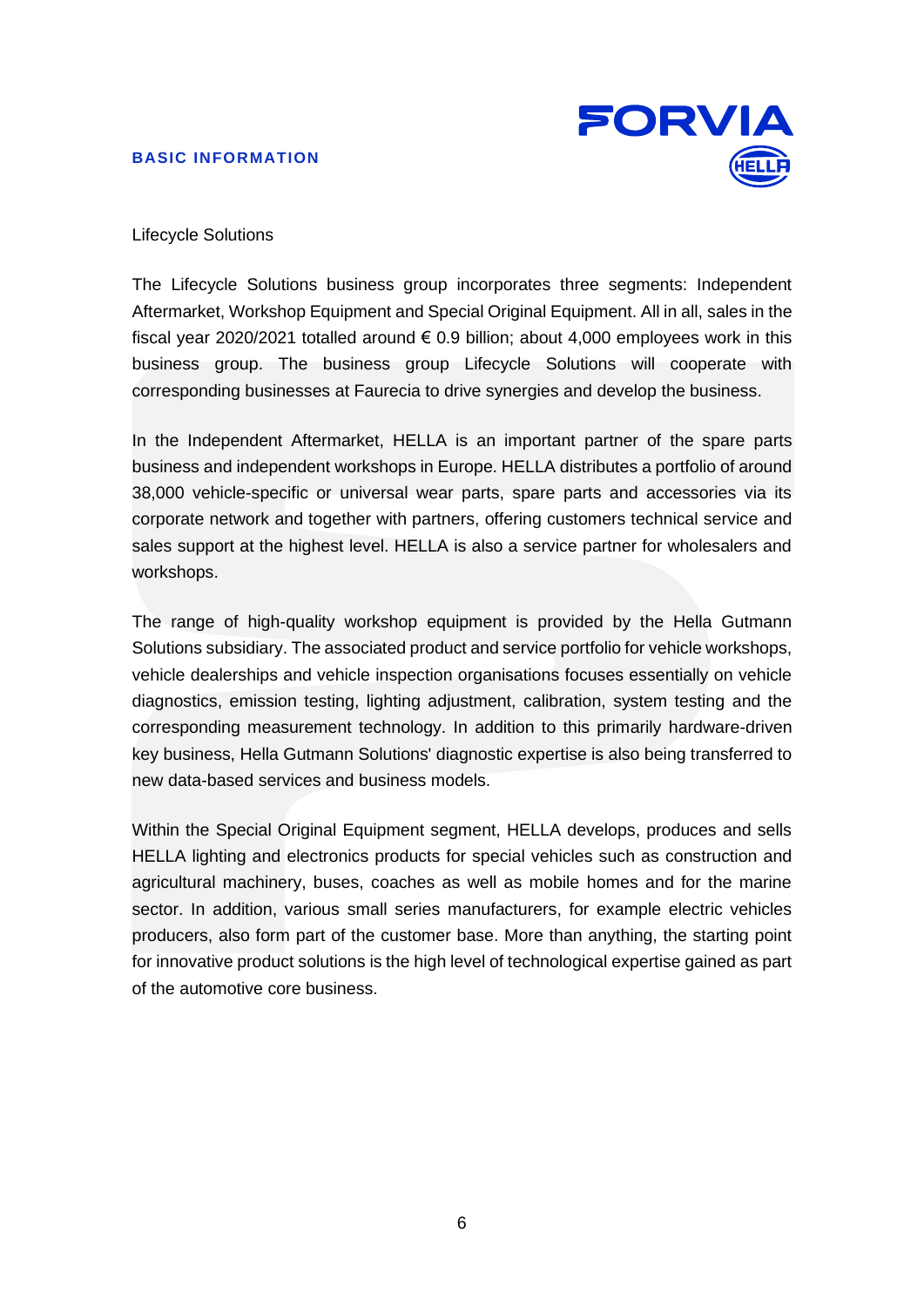Lifecycle Solutions

The Lifecycle Solutions business group incorporates three segments: Independent Aftermarket, Workshop Equipment and Special Original Equipment. All in all, sales in the fiscal year 2020/2021 totalled around € 0.9 billion; about 4,000 employees work in this business group. The business group Lifecycle Solutions will cooperate with corresponding businesses at Faurecia to drive synergies and develop the business.

In the Independent Aftermarket, HELLA is an important partner of the spare parts business and independent workshops in Europe. HELLA distributes a portfolio of around 38,000 vehicle-specific or universal wear parts, spare parts and accessories via its corporate network and together with partners, offering customers technical service and sales support at the highest level. HELLA is also a service partner for wholesalers and workshops.

The range of high-quality workshop equipment is provided by the Hella Gutmann Solutions subsidiary. The associated product and service portfolio for vehicle workshops, vehicle dealerships and vehicle inspection organisations focuses essentially on vehicle diagnostics, emission testing, lighting adjustment, calibration, system testing and the corresponding measurement technology. In addition to this primarily hardware-driven key business, Hella Gutmann Solutions' diagnostic expertise is also being transferred to new data-based services and business models.

Within the Special Original Equipment segment, HELLA develops, produces and sells HELLA lighting and electronics products for special vehicles such as construction and agricultural machinery, buses, coaches as well as mobile homes and for the marine sector. In addition, various small series manufacturers, for example electric vehicles producers, also form part of the customer base. More than anything, the starting point for innovative product solutions is the high level of technological expertise gained as part of the automotive core business.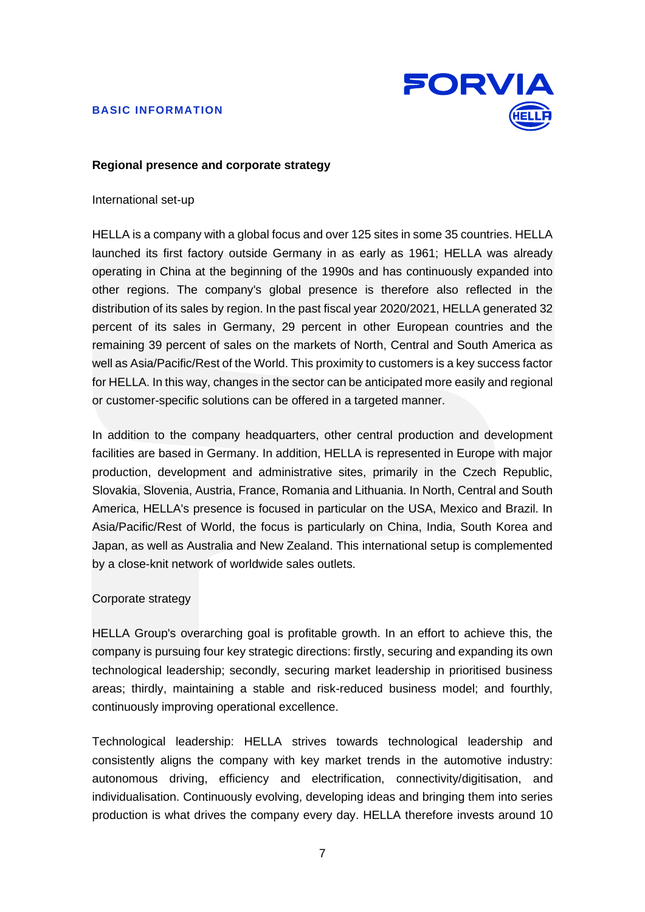## Regional presence and corporate strategy

International set-up

HELLA is a company with a global focus and over 125 sites in some 35 countries. HELLA launched its first factory outside Germany in as early as 1961; HELLA was already operating in China at the beginning of the 1990s and has continuously expanded into other regions. The company's global presence is therefore also reflected in the distribution of its sales by region. In the past fiscal year 2020/2021, HELLA generated 32 percent of its sales in Germany, 29 percent in other European countries and the remaining 39 percent of sales on the markets of North, Central and South America as well as Asia/Pacific/Rest of the World. This proximity to customers is a key success factor for HELLA. In this way, changes in the sector can be anticipated more easily and regional or customer-specific solutions can be offered in a targeted manner.

In addition to the company headquarters, other central production and development facilities are based in Germany. In addition, HELLA is represented in Europe with major production, development and administrative sites, primarily in the Czech Republic, Slovakia, Slovenia, Austria, France, Romania and Lithuania. In North, Central and South America, HELLA's presence is focused in particular on the USA, Mexico and Brazil. In Asia/Pacific/Rest of World, the focus is particularly on China, India, South Korea and Japan, as well as Australia and New Zealand. This international setup is complemented by a close-knit network of worldwide sales outlets.

Corporate strategy

HELLA Group's overarching goal is profitable growth. In an effort to achieve this, the company is pursuing four key strategic directions: firstly, securing and expanding its own technological leadership; secondly, securing market leadership in prioritised business areas; thirdly, maintaining a stable and risk-reduced business model; and fourthly, continuously improving operational excellence.

Technological leadership: HELLA strives towards technological leadership and consistently aligns the company with key market trends in the automotive industry: autonomous driving, efficiency and electrification, connectivity/digitisation, and individualisation. Continuously evolving, developing ideas and bringing them into series production is what drives the company every day. HELLA therefore invests around 10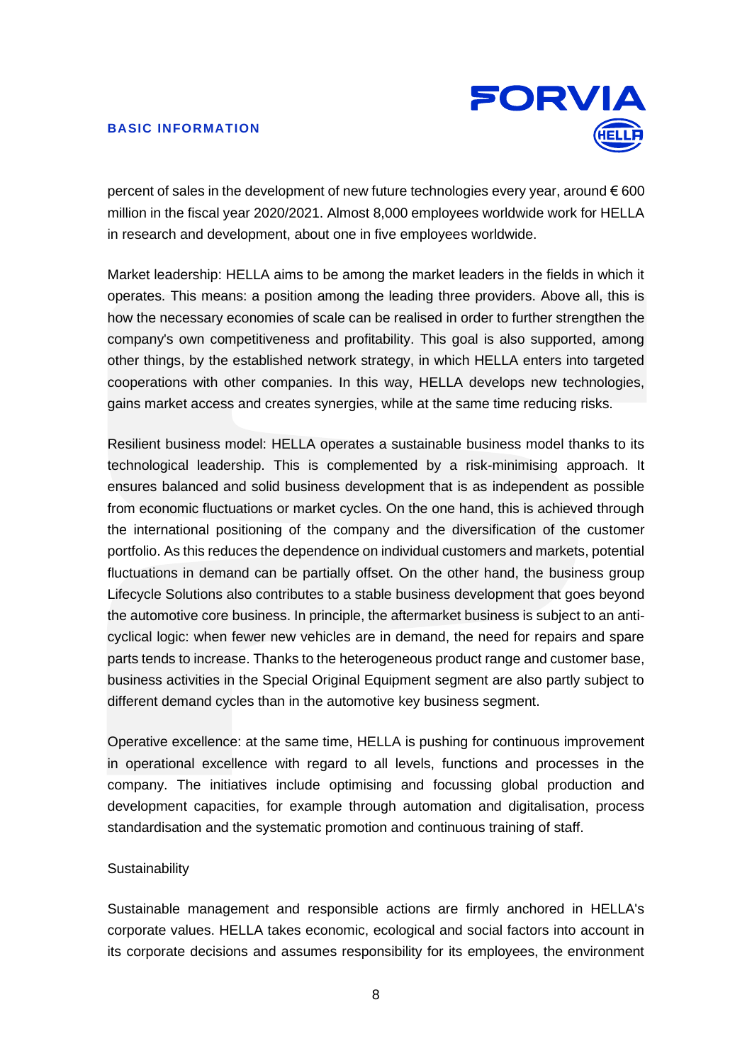percent of sales in the development of new future technologies every year, around € 600 million in the fiscal year 2020/2021. Almost 8,000 employees worldwide work for HELLA in research and development, about one in five employees worldwide.

Market leadership: HELLA aims to be among the market leaders in the fields in which it operates. This means: a position among the leading three providers. Above all, this is how the necessary economies of scale can be realised in order to further strengthen the company's own competitiveness and profitability. This goal is also supported, among other things, by the established network strategy, in which HELLA enters into targeted cooperations with other companies. In this way, HELLA develops new technologies, gains market access and creates synergies, while at the same time reducing risks.

Resilient business model: HELLA operates a sustainable business model thanks to its technological leadership. This is complemented by a risk-minimising approach. It ensures balanced and solid business development that is as independent as possible from economic fluctuations or market cycles. On the one hand, this is achieved through the international positioning of the company and the diversification of the customer portfolio. As this reduces the dependence on individual customers and markets, potential fluctuations in demand can be partially offset. On the other hand, the business group Lifecycle Solutions also contributes to a stable business development that goes beyond the automotive core business. In principle, the aftermarket business is subject to an anti-cyclical logic: when fewer new vehicles are in demand, the need for repairs and spare parts tends to increase. Thanks to the heterogeneous product range and customer base, business activities in the Special Original Equipment segment are also partly subject to different demand cycles than in the automotive key business segment.

Operative excellence: at the same time, HELLA is pushing for continuous improvement in operational excellence with regard to all levels, functions and processes in the company. The initiatives include optimising and focussing global production and development capacities, for example through automation and digitalisation, process standardisation and the systematic promotion and continuous training of staff.

Sustainability

Sustainable management and responsible actions are firmly anchored in HELLA's corporate values. HELLA takes economic, ecological and social factors into account in its corporate decisions and assumes responsibility for its employees, the environment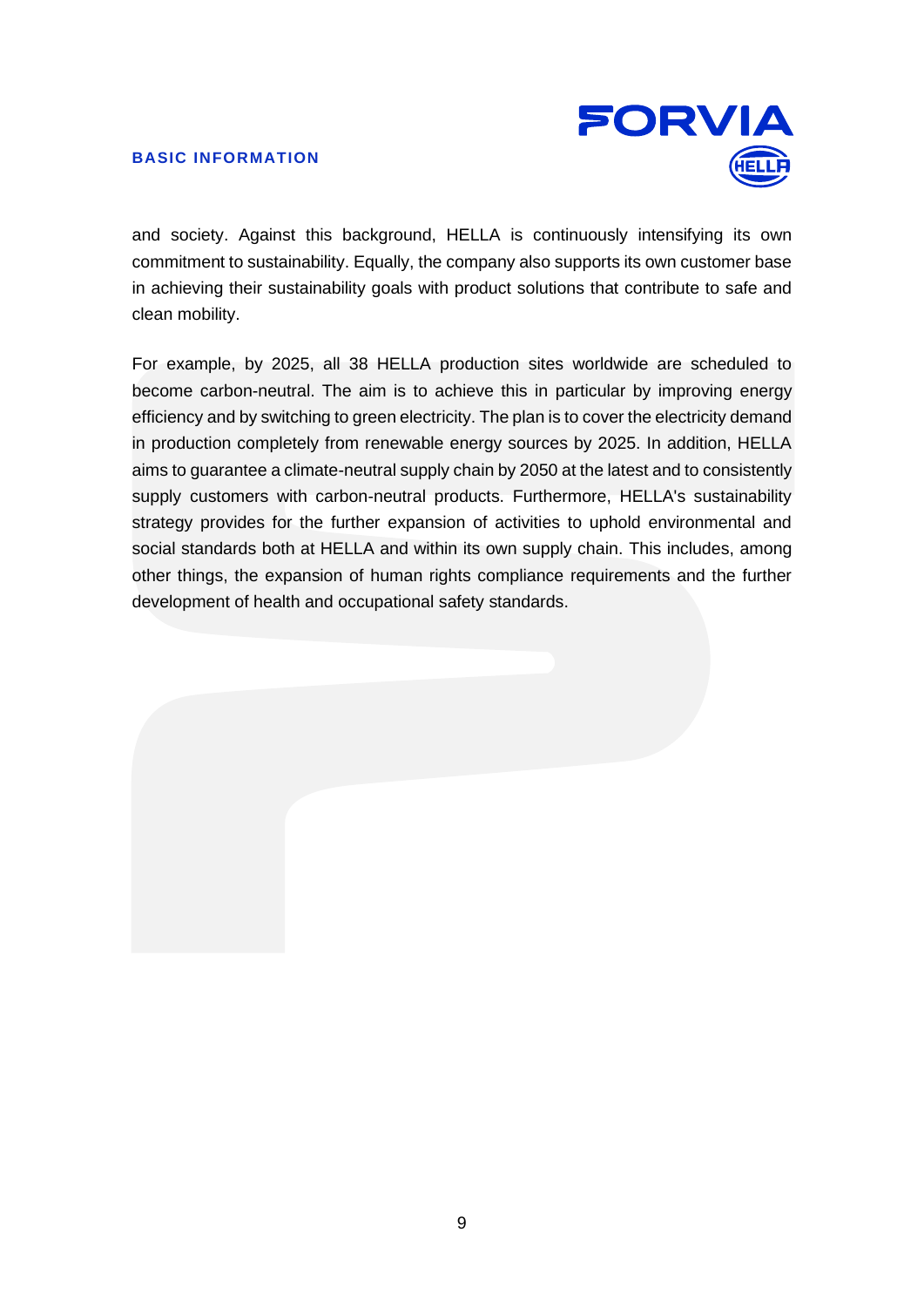and society. Against this background, HELLA is continuously intensifying its own commitment to sustainability. Equally, the company also supports its own customer base in achieving their sustainability goals with product solutions that contribute to safe and clean mobility.

For example, by 2025, all 38 HELLA production sites worldwide are scheduled to become carbon-neutral. The aim is to achieve this in particular by improving energy efficiency and by switching to green electricity. The plan is to cover the electricity demand in production completely from renewable energy sources by 2025. In addition, HELLA aims to guarantee a climate-neutral supply chain by 2050 at the latest and to consistently supply customers with carbon-neutral products. Furthermore, HELLA's sustainability strategy provides for the further expansion of activities to uphold environmental and social standards both at HELLA and within its own supply chain. This includes, among other things, the expansion of human rights compliance requirements and the further development of health and occupational safety standards.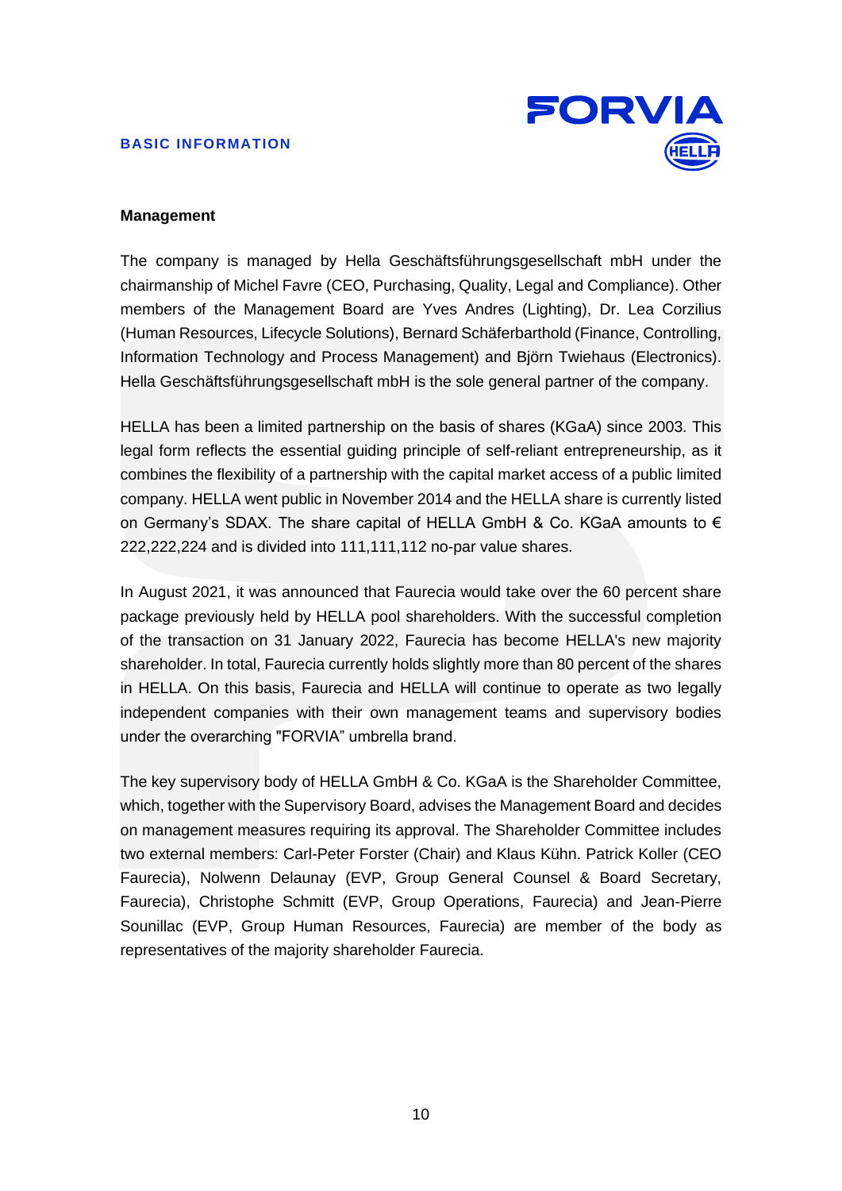## BASIC INFORMATION

### Management

The company is managed by Hella Geschäftsführungsgesellschaft mbH under the chairmanship of Michel Favre (CEO, Purchasing, Quality, Legal and Compliance). Other members of the Management Board are Yves Andres (Lighting), Dr. Lea Corzilius (Human Resources, Lifecycle Solutions), Bernard Schäferbarthold (Finance, Controlling, Information Technology and Process Management) and Björn Twiehaus (Electronics). Hella Geschäftsführungsgesellschaft mbH is the sole general partner of the company.

HELLA has been a limited partnership on the basis of shares (KGaA) since 2003. This legal form reflects the essential guiding principle of self-reliant entrepreneurship, as it combines the flexibility of a partnership with the capital market access of a public limited company. HELLA went public in November 2014 and the HELLA share is currently listed on Germany's SDAX. The share capital of HELLA GmbH & Co. KGaA amounts to € 222,222,224 and is divided into 111,111,112 no-par value shares.

In August 2021, it was announced that Faurecia would take over the 60 percent share package previously held by HELLA pool shareholders. With the successful completion of the transaction on 31 January 2022, Faurecia has become HELLA's new majority shareholder. In total, Faurecia currently holds slightly more than 80 percent of the shares in HELLA. On this basis, Faurecia and HELLA will continue to operate as two legally independent companies with their own management teams and supervisory bodies under the overarching "FORVIA" umbrella brand.

The key supervisory body of HELLA GmbH & Co. KGaA is the Shareholder Committee, which, together with the Supervisory Board, advises the Management Board and decides on management measures requiring its approval. The Shareholder Committee includes two external members: Carl-Peter Forster (Chair) and Klaus Kühn. Patrick Koller (CEO Faurecia), Nolwenn Delaunay (EVP, Group General Counsel & Board Secretary, Faurecia), Christophe Schmitt (EVP, Group Operations, Faurecia) and Jean-Pierre Sounillac (EVP, Group Human Resources, Faurecia) are member of the body as representatives of the majority shareholder Faurecia.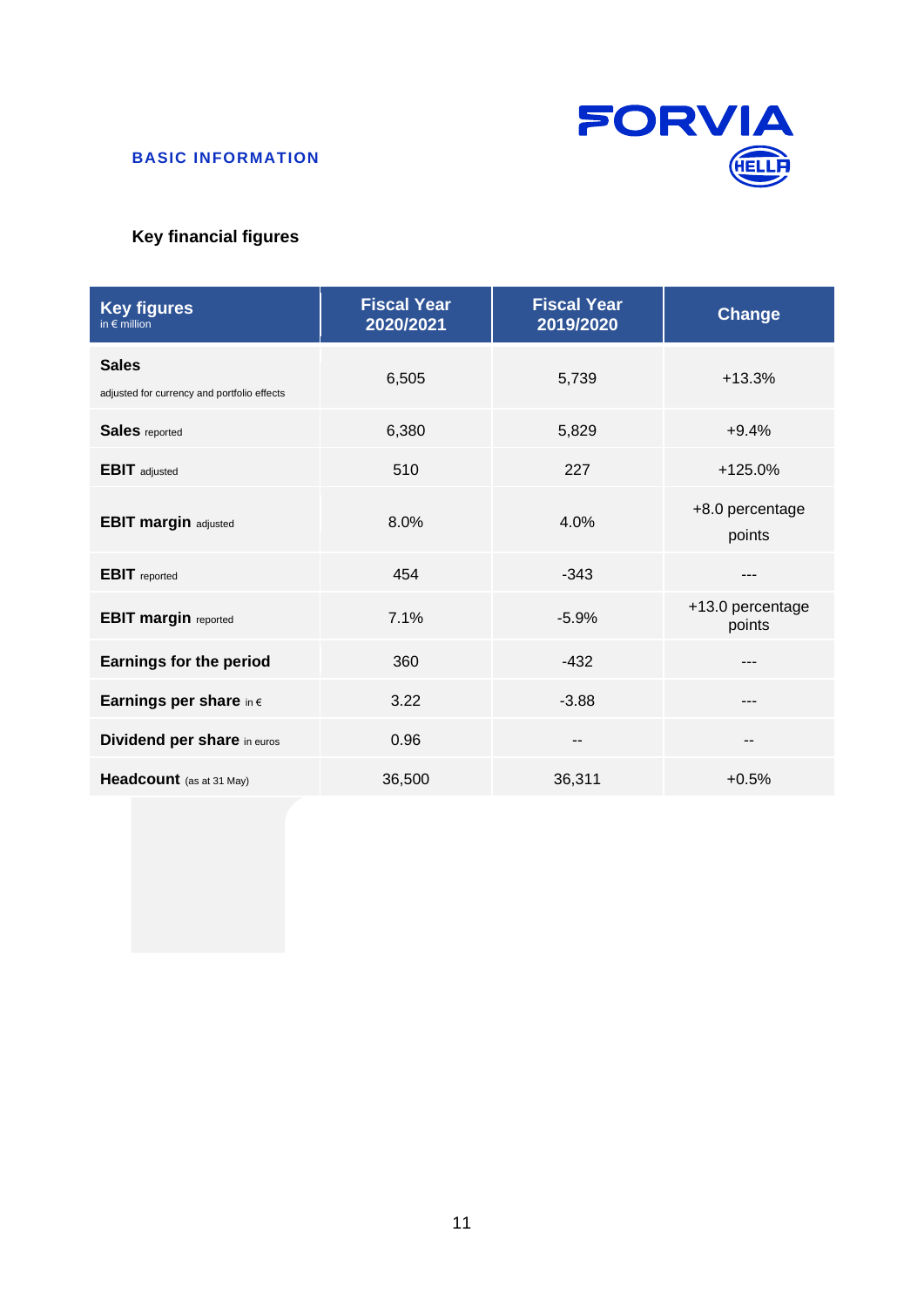**BASIC INFORMATION**

### Key financial figures

| Key figures in € million | Fiscal Year 2020/2021 | Fiscal Year 2019/2020 | Change |
| --- | --- | --- | --- |
| **Sales** adjusted for currency and portfolio effects | 6,505 | 5,739 | +13.3% |
| **Sales** reported | 6,380 | 5,829 | +9.4% |
| **EBIT** adjusted | 510 | 227 | +125.0% |
| **EBIT margin** adjusted | 8.0% | 4.0% | +8.0 percentage points |
| **EBIT** reported | 454 | -343 | --- |
| **EBIT margin** reported | 7.1% | -5.9% | +13.0 percentage points |
| **Earnings for the period** | 360 | -432 | --- |
| **Earnings per share** in € | 3.22 | -3.88 | --- |
| **Dividend per share** in euros | 0.96 | -- | -- |
| **Headcount** (as at 31 May) | 36,500 | 36,311 | +0.5% |